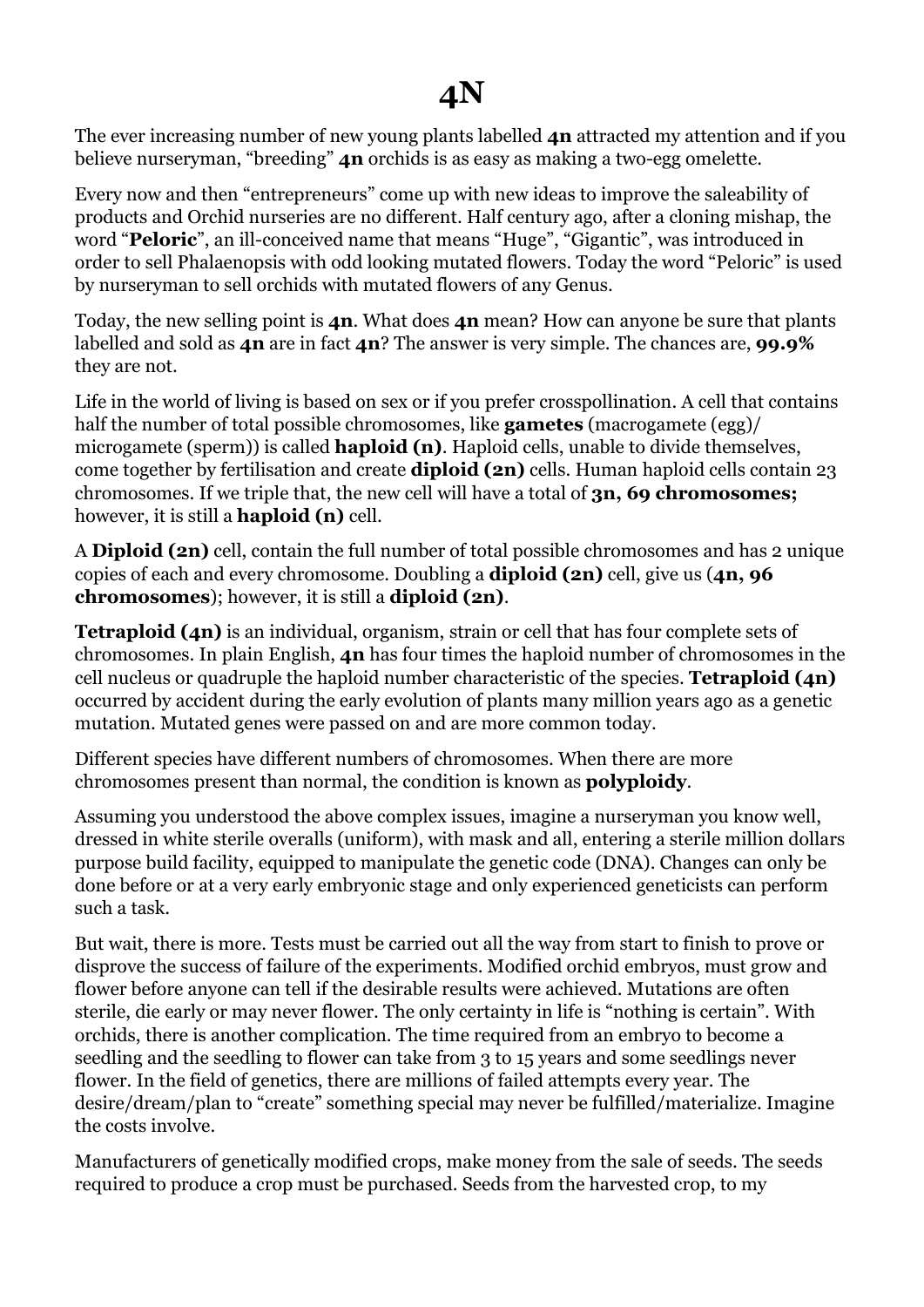# 4N

The ever increasing number of new young plants labelled **4n** attracted my attention and if you believe nurseryman, "breeding" **4n** orchids is as easy as making a two-egg omelette.

Every now and then "entrepreneurs" come up with new ideas to improve the saleability of products and Orchid nurseries are no different. Half century ago, after a cloning mishap, the word "**Peloric**", an ill-conceived name that means "Huge", "Gigantic", was introduced in order to sell Phalaenopsis with odd looking mutated flowers. Today the word "Peloric" is used by nurseryman to sell orchids with mutated flowers of any Genus.

Today, the new selling point is **4n**. What does **4n** mean? How can anyone be sure that plants labelled and sold as **4n** are in fact **4n**? The answer is very simple. The chances are, **99.9%** they are not.

Life in the world of living is based on sex or if you prefer crosspollination. A cell that contains half the number of total possible chromosomes, like **gametes** (macrogamete (egg)/ microgamete (sperm)) is called **haploid (n)**. Haploid cells, unable to divide themselves, come together by fertilisation and create **diploid (2n)** cells. Human haploid cells contain 23 chromosomes. If we triple that, the new cell will have a total of **3n, 69 chromosomes;** however, it is still a **haploid (n)** cell.

A **Diploid (2n)** cell, contain the full number of total possible chromosomes and has 2 unique copies of each and every chromosome. Doubling a **diploid (2n)** cell, give us (**4n, 96 chromosomes**); however, it is still a **diploid (2n)**.

**Tetraploid (4n)** is an individual, organism, strain or cell that has four complete sets of chromosomes. In plain English, **4n** has four times the haploid number of chromosomes in the cell nucleus or quadruple the haploid number characteristic of the species. **Tetraploid (4n)** occurred by accident during the early evolution of plants many million years ago as a genetic mutation. Mutated genes were passed on and are more common today.

Different species have different numbers of chromosomes. When there are more chromosomes present than normal, the condition is known as **polyploidy**.

Assuming you understood the above complex issues, imagine a nurseryman you know well, dressed in white sterile overalls (uniform), with mask and all, entering a sterile million dollars purpose build facility, equipped to manipulate the genetic code (DNA). Changes can only be done before or at a very early embryonic stage and only experienced geneticists can perform such a task.

But wait, there is more. Tests must be carried out all the way from start to finish to prove or disprove the success of failure of the experiments. Modified orchid embryos, must grow and flower before anyone can tell if the desirable results were achieved. Mutations are often sterile, die early or may never flower. The only certainty in life is "nothing is certain". With orchids, there is another complication. The time required from an embryo to become a seedling and the seedling to flower can take from 3 to 15 years and some seedlings never flower. In the field of genetics, there are millions of failed attempts every year. The desire/dream/plan to "create" something special may never be fulfilled/materialize. Imagine the costs involve.

Manufacturers of genetically modified crops, make money from the sale of seeds. The seeds required to produce a crop must be purchased. Seeds from the harvested crop, to my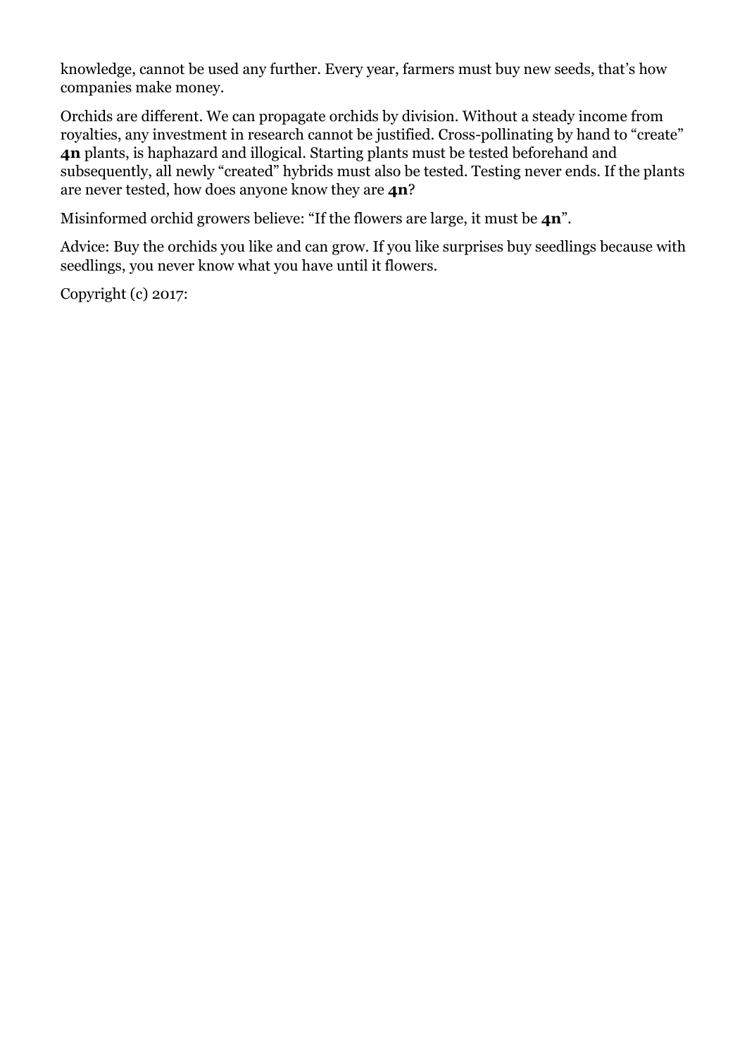knowledge, cannot be used any further. Every year, farmers must buy new seeds, that's how companies make money.

Orchids are different. We can propagate orchids by division. Without a steady income from royalties, any investment in research cannot be justified. Cross-pollinating by hand to "create" **4n** plants, is haphazard and illogical. Starting plants must be tested beforehand and subsequently, all newly "created" hybrids must also be tested. Testing never ends. If the plants are never tested, how does anyone know they are **4n**?

Misinformed orchid growers believe: "If the flowers are large, it must be **4n**".

Advice: Buy the orchids you like and can grow. If you like surprises buy seedlings because with seedlings, you never know what you have until it flowers.

Copyright (c) 2017: